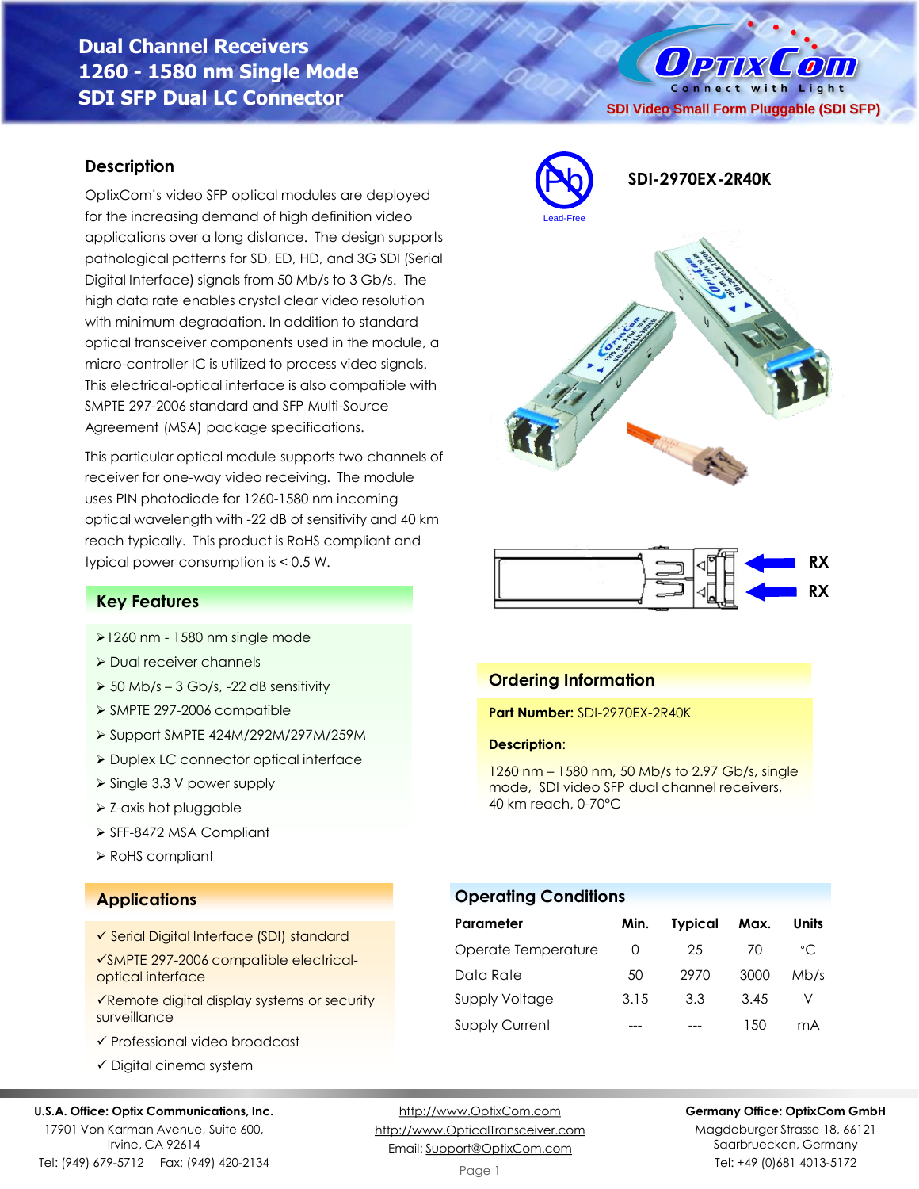# Dual Channel Receivers 1260 - 1580 nm Single Mode SDI SFP Dual LC Connector

SDI Video Small Form Pluggable (SDI SFP)

Lead-Free

**SDI-2970EX-2R40K**

## Description

OptixCom's video SFP optical modules are deployed for the increasing demand of high definition video applications over a long distance. The design supports pathological patterns for SD, ED, HD, and 3G SDI (Serial Digital Interface) signals from 50 Mb/s to 3 Gb/s. The high data rate enables crystal clear video resolution with minimum degradation. In addition to standard optical transceiver components used in the module, a micro-controller IC is utilized to process video signals. This electrical-optical interface is also compatible with SMPTE 297-2006 standard and SFP Multi-Source Agreement (MSA) package specifications.

This particular optical module supports two channels of receiver for one-way video receiving. The module uses PIN photodiode for 1260-1580 nm incoming optical wavelength with -22 dB of sensitivity and 40 km reach typically. This product is RoHS compliant and typical power consumption is < 0.5 W.

RX

RX

## Key Features

- 1260 nm - 1580 nm single mode
- Dual receiver channels
- 50 Mb/s – 3 Gb/s, -22 dB sensitivity
- SMPTE 297-2006 compatible
- Support SMPTE 424M/292M/297M/259M
- Duplex LC connector optical interface
- Single 3.3 V power supply
- Z-axis hot pluggable
- SFF-8472 MSA Compliant
- RoHS compliant

## Ordering Information

**Part Number:** SDI-2970EX-2R40K

**Description**:

1260 nm – 1580 nm, 50 Mb/s to 2.97 Gb/s, single mode, SDI video SFP dual channel receivers, 40 km reach, 0-70°C

## Applications

- ✓ Serial Digital Interface (SDI) standard
- ✓ SMPTE 297-2006 compatible electrical-optical interface
- ✓ Remote digital display systems or security surveillance
- ✓ Professional video broadcast
- ✓ Digital cinema system

## Operating Conditions

| Parameter | Min. | Typical | Max. | Units |
|---|---|---|---|---|
| Operate Temperature | 0 | 25 | 70 | °C |
| Data Rate | 50 | 2970 | 3000 | Mb/s |
| Supply Voltage | 3.15 | 3.3 | 3.45 | V |
| Supply Current | --- | --- | 150 | mA |

**U.S.A. Office: Optix Communications, Inc.**
17901 Von Karman Avenue, Suite 600, Irvine, CA 92614
Tel: (949) 679-5712 Fax: (949) 420-2134

http://www.OptixCom.com
http://www.OpticalTransceiver.com
Email: Support@OptixCom.com

**Germany Office: OptixCom GmbH**
Magdeburger Strasse 18, 66121 Saarbruecken, Germany
Tel: +49 (0)681 4013-5172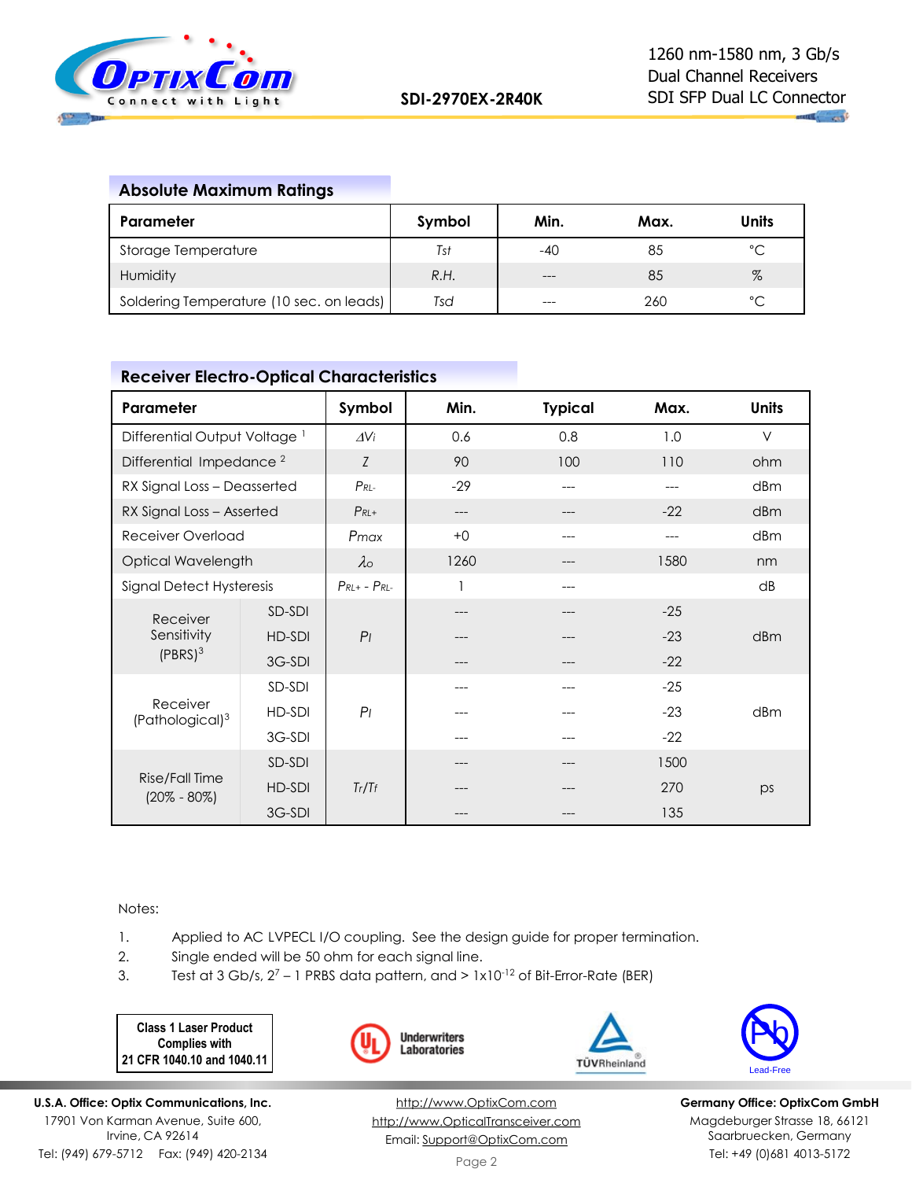## Absolute Maximum Ratings

| Parameter | Symbol | Min. | Max. | Units |
|---|---|---|---|---|
| Storage Temperature | *Tst* | -40 | 85 | °C |
| Humidity | *R.H.* | --- | 85 | % |
| Soldering Temperature (10 sec. on leads) | *Tsd* | --- | 260 | °C |

## Receiver Electro-Optical Characteristics

| Parameter | | Symbol | Min. | Typical | Max. | Units |
|---|---|---|---|---|---|---|
| Differential Output Voltage [1] | | $\Delta V_i$ | 0.6 | 0.8 | 1.0 | V |
| Differential Impedance [2] | | $Z$ | 90 | 100 | 110 | ohm |
| RX Signal Loss – Deasserted | | $P_{RL-}$ | -29 | --- | --- | dBm |
| RX Signal Loss – Asserted | | $P_{RL+}$ | --- | --- | -22 | dBm |
| Receiver Overload | | $P_{max}$ | +0 | --- | --- | dBm |
| Optical Wavelength | | $\lambda_o$ | 1260 | --- | 1580 | nm |
| Signal Detect Hysteresis | | $P_{RL+} - P_{RL-}$ | 1 | --- | | dB |
| Receiver Sensitivity (PBRS)[3] | SD-SDI | $P_I$ | --- | --- | -25 | dBm |
| | HD-SDI | | --- | --- | -23 | |
| | 3G-SDI | | --- | --- | -22 | |
| Receiver (Pathological)[3] | SD-SDI | $P_I$ | --- | --- | -25 | dBm |
| | HD-SDI | | --- | --- | -23 | |
| | 3G-SDI | | --- | --- | -22 | |
| Rise/Fall Time (20% - 80%) | SD-SDI | $T_r/T_f$ | --- | --- | 1500 | ps |
| | HD-SDI | | --- | --- | 270 | |
| | 3G-SDI | | --- | --- | 135 | |

Notes:

1. Applied to AC LVPECL I/O coupling. See the design guide for proper termination.
2. Single ended will be 50 ohm for each signal line.
3. Test at 3 Gb/s, $2^7 - 1$ PRBS data pattern, and > $1 \times 10^{-12}$ of Bit-Error-Rate (BER)

Class 1 Laser Product Complies with 21 CFR 1040.10 and 1040.11

Underwriters Laboratories

TÜVRheinland

Lead-Free

**U.S.A. Office: Optix Communications, Inc.**
17901 Von Karman Avenue, Suite 600,
Irvine, CA 92614
Tel: (949) 679-5712 Fax: (949) 420-2134

http://www.OptixCom.com
http://www.OpticalTransceiver.com
Email: Support@OptixCom.com

**Germany Office: OptixCom GmbH**
Magdeburger Strasse 18, 66121
Saarbruecken, Germany
Tel: +49 (0)681 4013-5172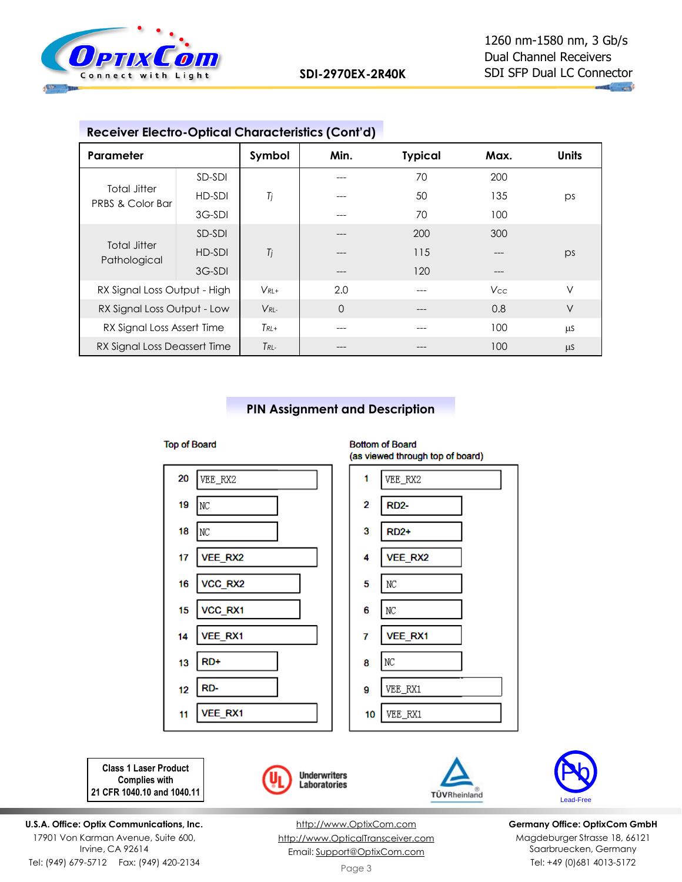## Receiver Electro-Optical Characteristics (Cont'd)

| Parameter | | Symbol | Min. | Typical | Max. | Units |
|---|---|---|---|---|---|---|
| Total Jitter PRBS & Color Bar | SD-SDI | $T_j$ | --- | 70 | 200 | ps |
| | HD-SDI | | --- | 50 | 135 | |
| | 3G-SDI | | --- | 70 | 100 | |
| Total Jitter Pathological | SD-SDI | $T_j$ | --- | 200 | 300 | ps |
| | HD-SDI | | --- | 115 | --- | |
| | 3G-SDI | | --- | 120 | --- | |
| RX Signal Loss Output - High | | $V_{RL+}$ | 2.0 | --- | $V_{CC}$ | V |
| RX Signal Loss Output - Low | | $V_{RL-}$ | 0 | --- | 0.8 | V |
| RX Signal Loss Assert Time | | $T_{RL+}$ | --- | --- | 100 | µs |
| RX Signal Loss Deassert Time | | $T_{RL-}$ | --- | --- | 100 | µs |

## PIN Assignment and Description

| Top of Board | | Bottom of Board (as viewed through top of board) | |
|---|---|---|---|
| 20 | VEE_RX2 | 1 | VEE_RX2 |
| 19 | NC | 2 | RD2- |
| 18 | NC | 3 | RD2+ |
| 17 | VEE_RX2 | 4 | VEE_RX2 |
| 16 | VCC_RX2 | 5 | NC |
| 15 | VCC_RX1 | 6 | NC |
| 14 | VEE_RX1 | 7 | VEE_RX1 |
| 13 | RD+ | 8 | NC |
| 12 | RD- | 9 | VEE_RX1 |
| 11 | VEE_RX1 | 10 | VEE_RX1 |

**Class 1 Laser Product Complies with 21 CFR 1040.10 and 1040.11**

Underwriters Laboratories

TÜVRheinland

Lead-Free

**U.S.A. Office: Optix Communications, Inc.**
17901 Von Karman Avenue, Suite 600,
Irvine, CA 92614
Tel: (949) 679-5712 Fax: (949) 420-2134

http://www.OptixCom.com
http://www.OpticalTransceiver.com
Email: Support@OptixCom.com

**Germany Office: OptixCom GmbH**
Magdeburger Strasse 18, 66121
Saarbruecken, Germany
Tel: +49 (0)681 4013-5172